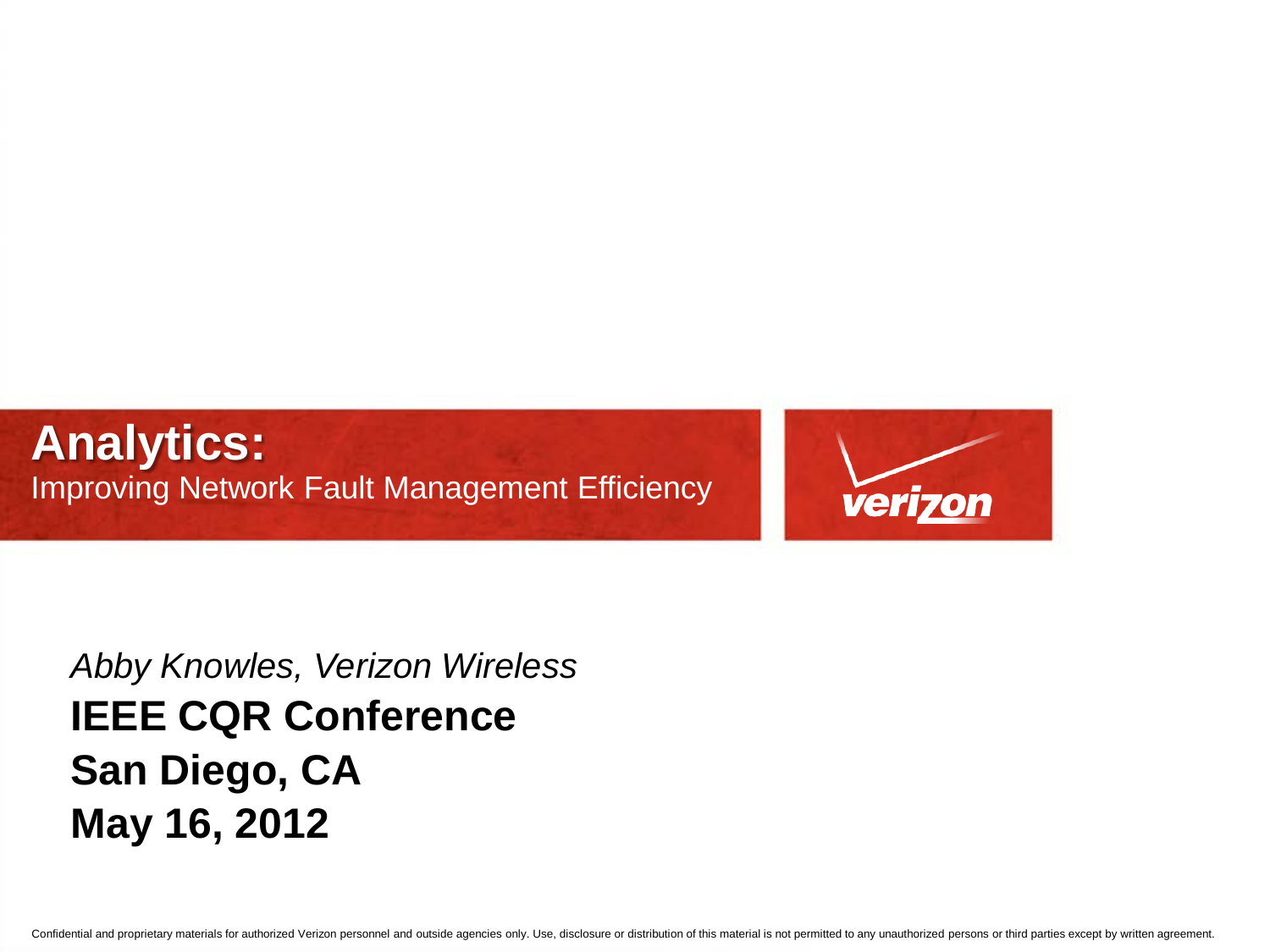# Analytics:

Improving Network Fault Management Efficiency

verizon

*Abby Knowles, Verizon Wireless*

**IEEE CQR Conference**

**San Diego, CA**

**May 16, 2012**

Confidential and proprietary materials for authorized Verizon personnel and outside agencies only. Use, disclosure or distribution of this material is not permitted to any unauthorized persons or third parties except by written agreement.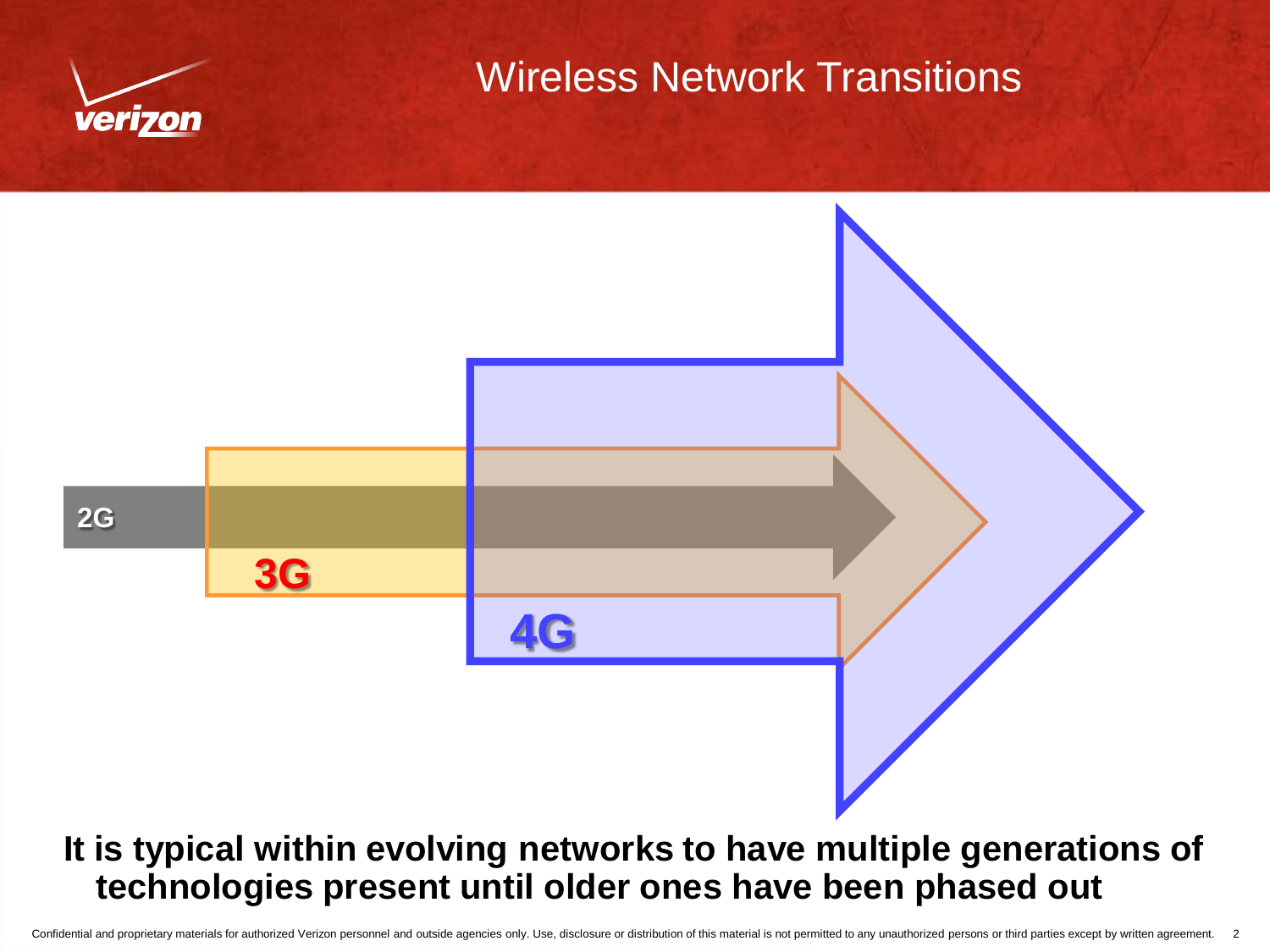# Wireless Network Transitions

2G

3G

4G

**It is typical within evolving networks to have multiple generations of technologies present until older ones have been phased out**

Confidential and proprietary materials for authorized Verizon personnel and outside agencies only. Use, disclosure or distribution of this material is not permitted to any unauthorized persons or third parties except by written agreement.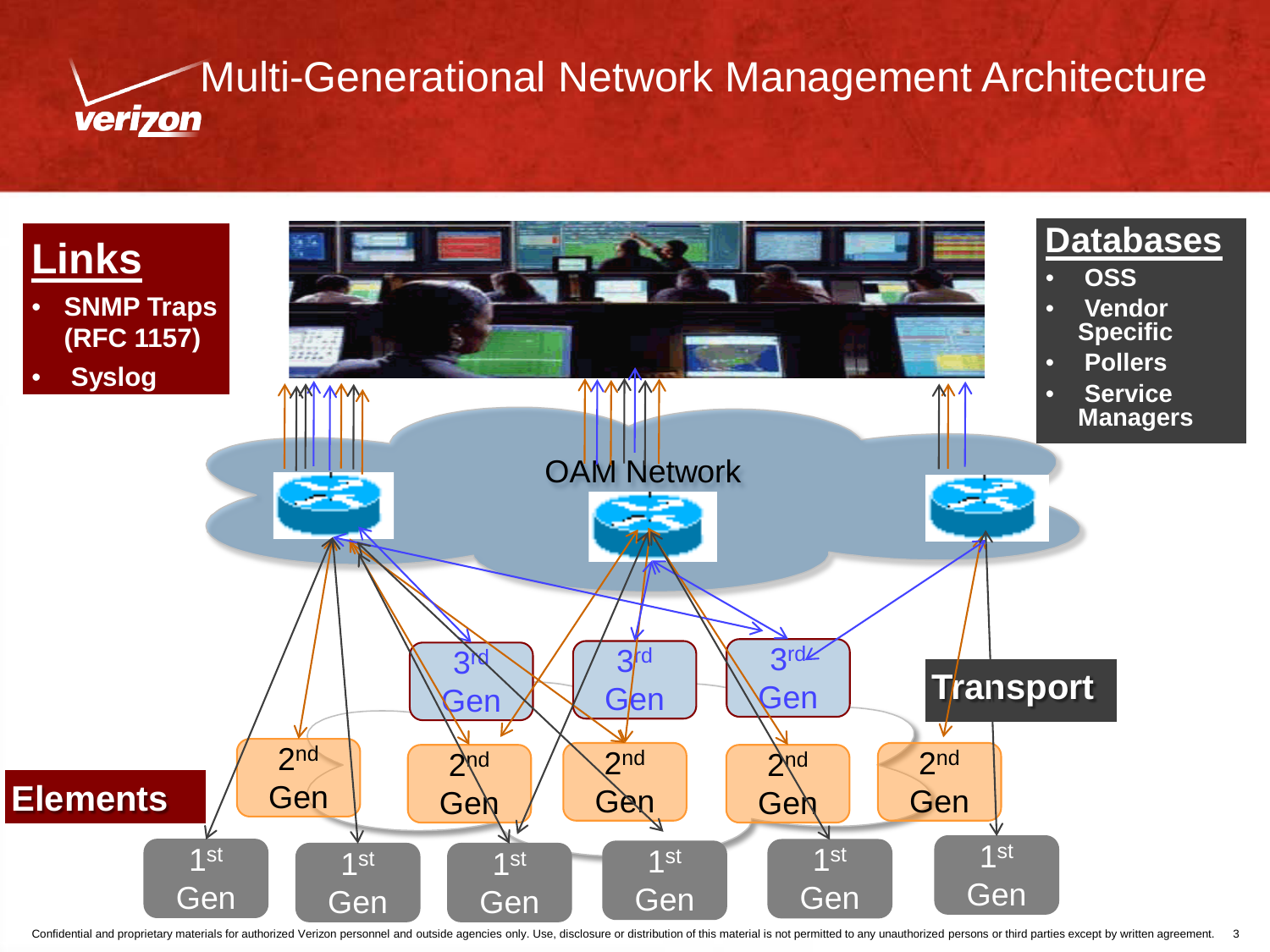# Multi-Generational Network Management Architecture

## Links

- SNMP Traps (RFC 1157)
- Syslog

## Databases

- OSS
- Vendor Specific
- Pollers
- Service Managers

OAM Network

3rd Gen

3rd Gen

3rd Gen

Transport

2nd Gen

2nd Gen

2nd Gen

2nd Gen

2nd Gen

Elements

1st Gen

1st Gen

1st Gen

1st Gen

1st Gen

1st Gen

Confidential and proprietary materials for authorized Verizon personnel and outside agencies only. Use, disclosure or distribution of this material is not permitted to any unauthorized persons or third parties except by written agreement.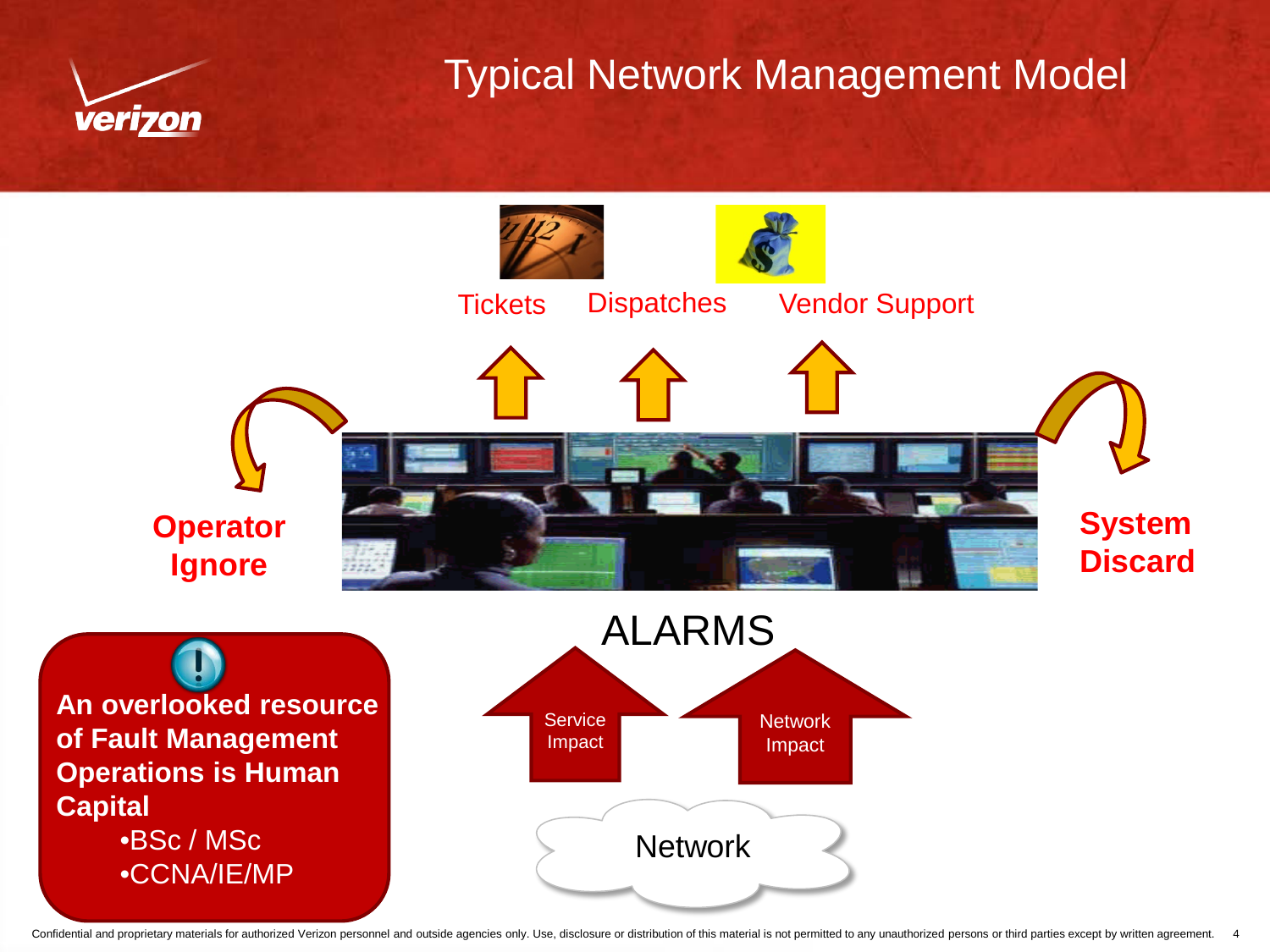# Typical Network Management Model

Tickets

Dispatches

Vendor Support

**Operator Ignore**

**System Discard**

ALARMS

Service Impact

Network Impact

Network

**An overlooked resource of Fault Management Operations is Human Capital**

- BSc / MSc
- CCNA/IE/MP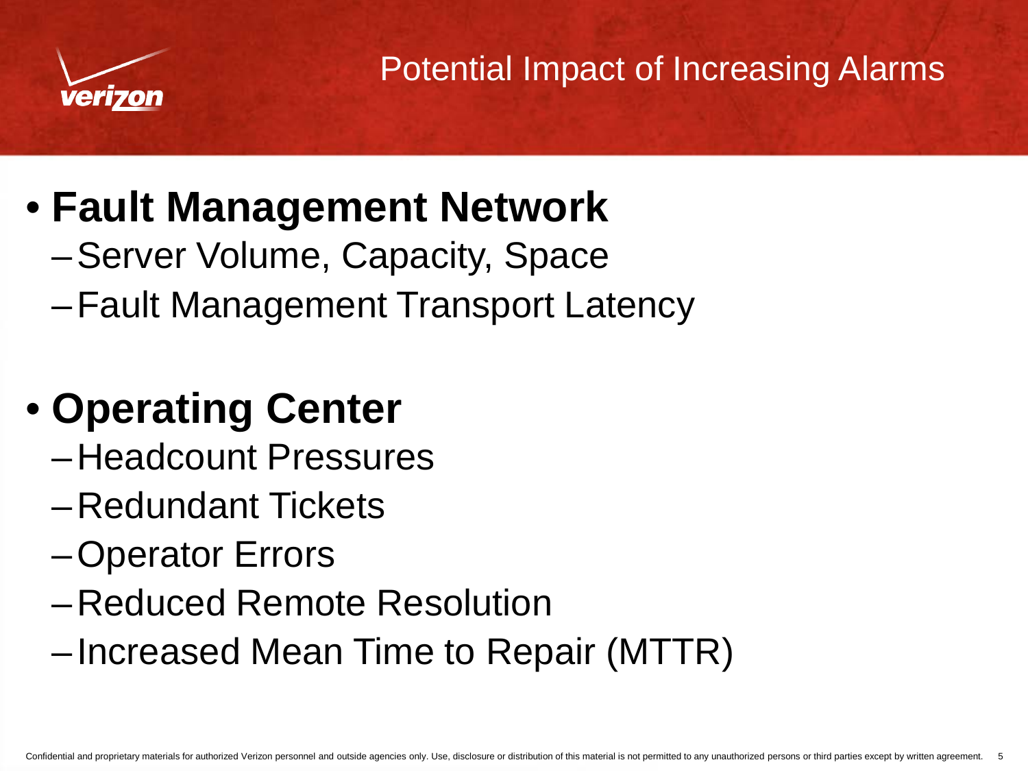# Potential Impact of Increasing Alarms

- **Fault Management Network**
  - Server Volume, Capacity, Space
  - Fault Management Transport Latency

- **Operating Center**
  - Headcount Pressures
  - Redundant Tickets
  - Operator Errors
  - Reduced Remote Resolution
  - Increased Mean Time to Repair (MTTR)

Confidential and proprietary materials for authorized Verizon personnel and outside agencies only. Use, disclosure or distribution of this material is not permitted to any unauthorized persons or third parties except by written agreement.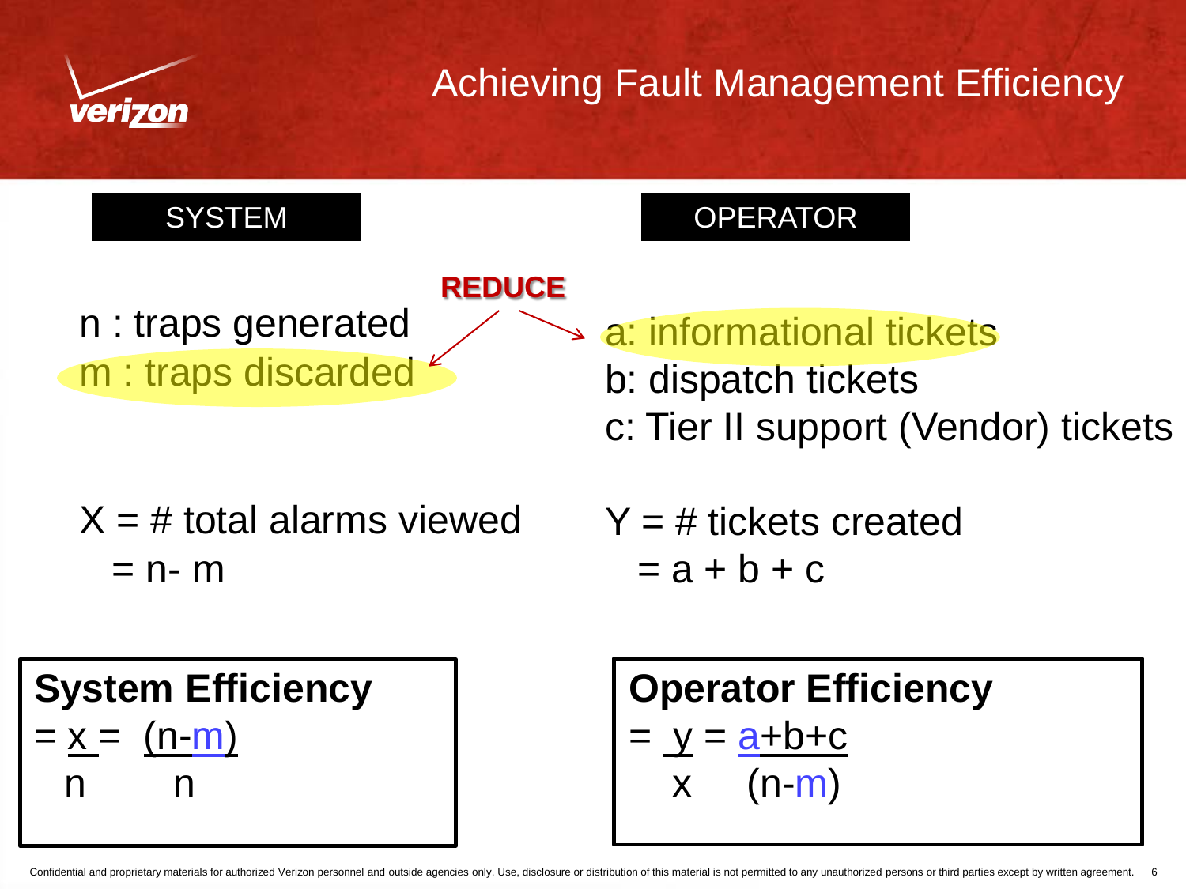# Achieving Fault Management Efficiency

**SYSTEM**

**REDUCE**

n : traps generated

m : traps discarded

$X$ = # total alarms viewed
$= n - m$

**System Efficiency**

$$= \frac{x}{n} = \frac{(n-m)}{n}$$

**OPERATOR**

a: informational tickets

b: dispatch tickets

c: Tier II support (Vendor) tickets

$Y$ = # tickets created
$= a + b + c$

**Operator Efficiency**

$$= \frac{y}{x} = \frac{a+b+c}{(n-m)}$$

Confidential and proprietary materials for authorized Verizon personnel and outside agencies only. Use, disclosure or distribution of this material is not permitted to any unauthorized persons or third parties except by written agreement.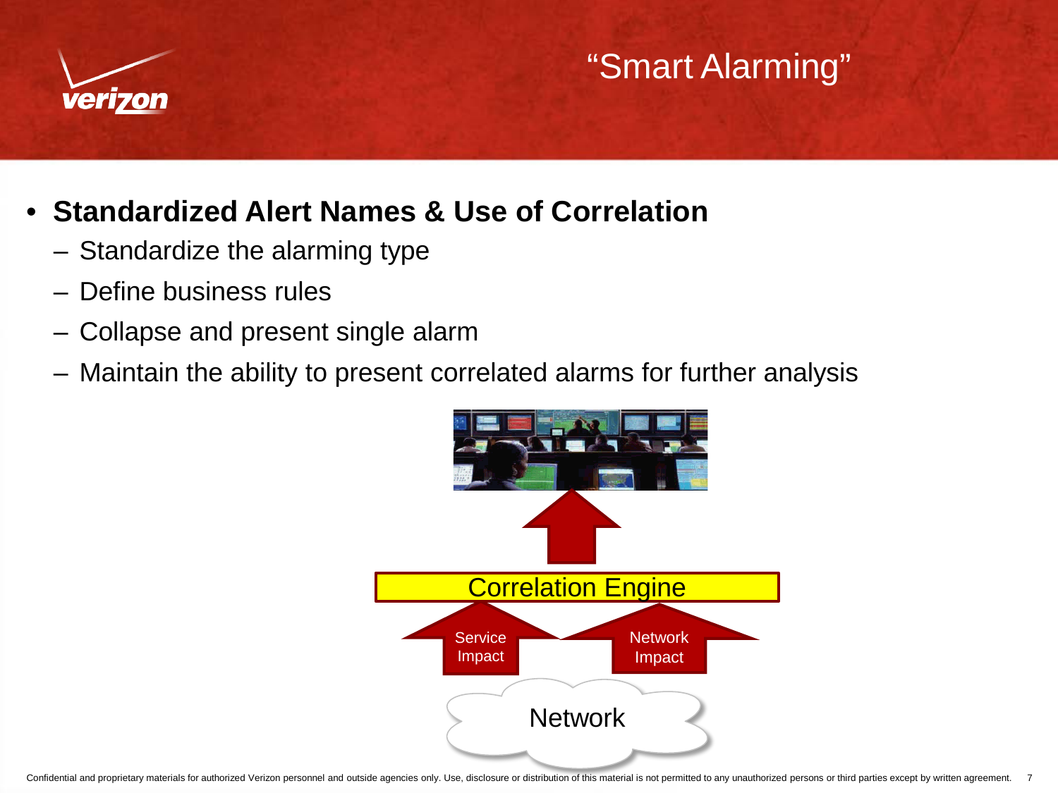# "Smart Alarming"

- **Standardized Alert Names & Use of Correlation**
  - Standardize the alarming type
  - Define business rules
  - Collapse and present single alarm
  - Maintain the ability to present correlated alarms for further analysis

Correlation Engine

Service Impact

Network Impact

Network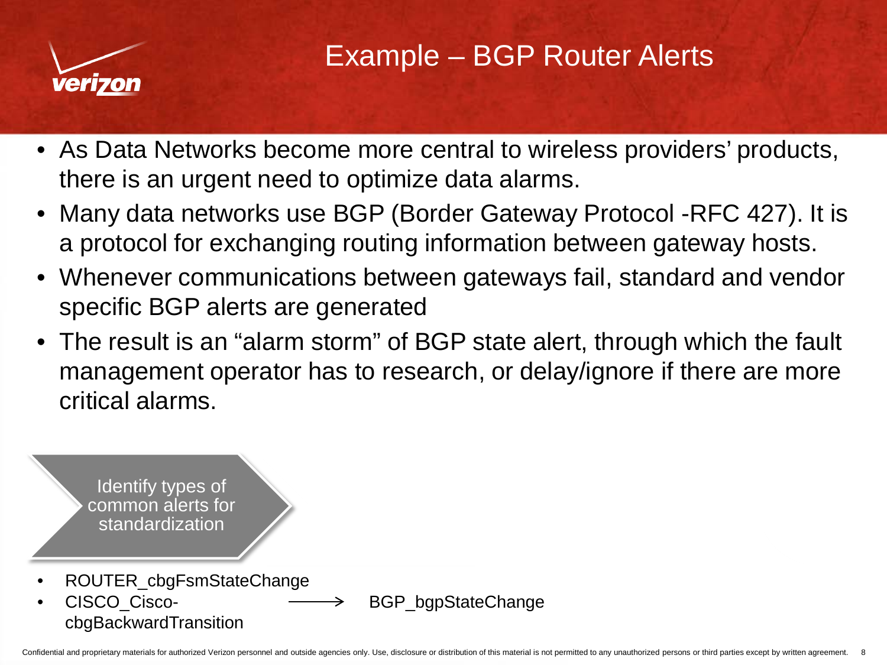# Example – BGP Router Alerts

- As Data Networks become more central to wireless providers' products, there is an urgent need to optimize data alarms.
- Many data networks use BGP (Border Gateway Protocol -RFC 427). It is a protocol for exchanging routing information between gateway hosts.
- Whenever communications between gateways fail, standard and vendor specific BGP alerts are generated
- The result is an "alarm storm" of BGP state alert, through which the fault management operator has to research, or delay/ignore if there are more critical alarms.

Identify types of common alerts for standardization

- ROUTER_cbgFsmStateChange
- CISCO_Cisco-cbgBackwardTransition

→ BGP_bgpStateChange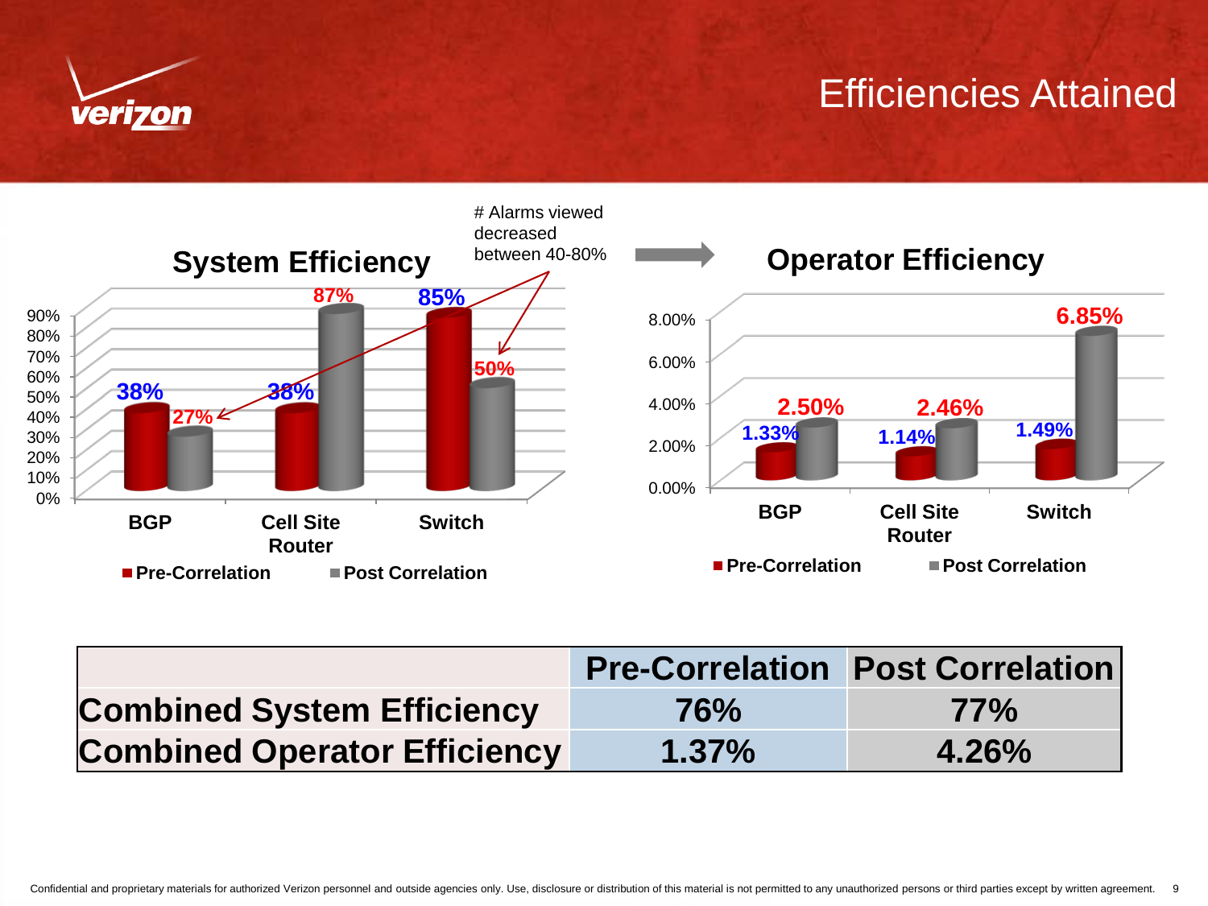# Efficiencies Attained

## System Efficiency

# Alarms viewed decreased between 40-80%

90%
80%
70%
60%
50%
40%
30%
20%
10%
0%

38%
27%
38%
87%
85%
50%

BGP
Cell Site Router
Switch

Pre-Correlation
Post Correlation

## Operator Efficiency

8.00%
6.00%
4.00%
2.00%
0.00%

1.33%
2.50%
1.14%
2.46%
1.49%
6.85%

BGP
Cell Site Router
Switch

Pre-Correlation
Post Correlation

| | Pre-Correlation | Post Correlation |
|---|---|---|
| Combined System Efficiency | 76% | 77% |
| Combined Operator Efficiency | 1.37% | 4.26% |

Confidential and proprietary materials for authorized Verizon personnel and outside agencies only. Use, disclosure or distribution of this material is not permitted to any unauthorized persons or third parties except by written agreement.